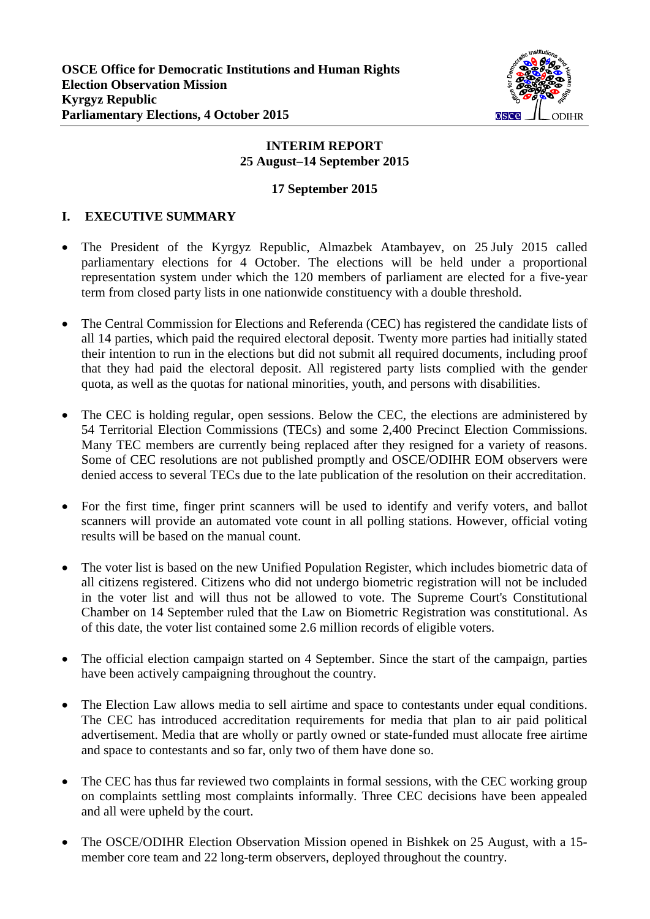**OSCE Office for Democratic Institutions and Human Rights**
**Election Observation Mission**
**Kyrgyz Republic**
**Parliamentary Elections, 4 October 2015**

**INTERIM REPORT**
**25 August–14 September 2015**

**17 September 2015**

## I. EXECUTIVE SUMMARY

- The President of the Kyrgyz Republic, Almazbek Atambayev, on 25 July 2015 called parliamentary elections for 4 October. The elections will be held under a proportional representation system under which the 120 members of parliament are elected for a five-year term from closed party lists in one nationwide constituency with a double threshold.
- The Central Commission for Elections and Referenda (CEC) has registered the candidate lists of all 14 parties, which paid the required electoral deposit. Twenty more parties had initially stated their intention to run in the elections but did not submit all required documents, including proof that they had paid the electoral deposit. All registered party lists complied with the gender quota, as well as the quotas for national minorities, youth, and persons with disabilities.
- The CEC is holding regular, open sessions. Below the CEC, the elections are administered by 54 Territorial Election Commissions (TECs) and some 2,400 Precinct Election Commissions. Many TEC members are currently being replaced after they resigned for a variety of reasons. Some of CEC resolutions are not published promptly and OSCE/ODIHR EOM observers were denied access to several TECs due to the late publication of the resolution on their accreditation.
- For the first time, finger print scanners will be used to identify and verify voters, and ballot scanners will provide an automated vote count in all polling stations. However, official voting results will be based on the manual count.
- The voter list is based on the new Unified Population Register, which includes biometric data of all citizens registered. Citizens who did not undergo biometric registration will not be included in the voter list and will thus not be allowed to vote. The Supreme Court's Constitutional Chamber on 14 September ruled that the Law on Biometric Registration was constitutional. As of this date, the voter list contained some 2.6 million records of eligible voters.
- The official election campaign started on 4 September. Since the start of the campaign, parties have been actively campaigning throughout the country.
- The Election Law allows media to sell airtime and space to contestants under equal conditions. The CEC has introduced accreditation requirements for media that plan to air paid political advertisement. Media that are wholly or partly owned or state-funded must allocate free airtime and space to contestants and so far, only two of them have done so.
- The CEC has thus far reviewed two complaints in formal sessions, with the CEC working group on complaints settling most complaints informally. Three CEC decisions have been appealed and all were upheld by the court.
- The OSCE/ODIHR Election Observation Mission opened in Bishkek on 25 August, with a 15-member core team and 22 long-term observers, deployed throughout the country.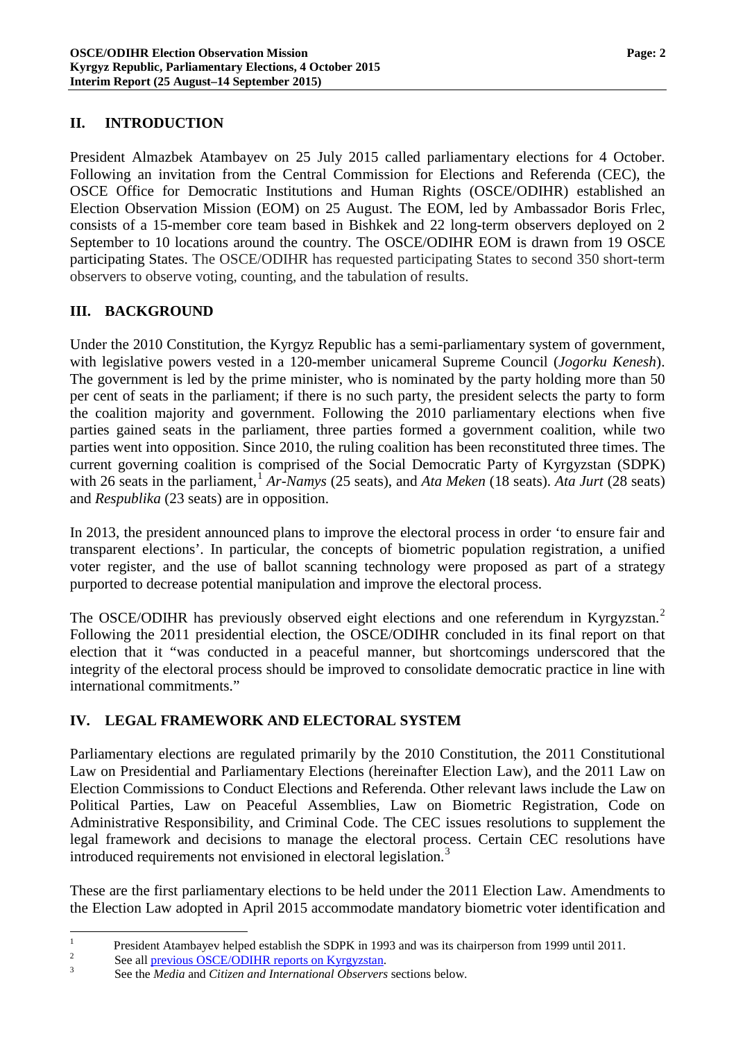## II. INTRODUCTION

President Almazbek Atambayev on 25 July 2015 called parliamentary elections for 4 October. Following an invitation from the Central Commission for Elections and Referenda (CEC), the OSCE Office for Democratic Institutions and Human Rights (OSCE/ODIHR) established an Election Observation Mission (EOM) on 25 August. The EOM, led by Ambassador Boris Frlec, consists of a 15-member core team based in Bishkek and 22 long-term observers deployed on 2 September to 10 locations around the country. The OSCE/ODIHR EOM is drawn from 19 OSCE participating States. The OSCE/ODIHR has requested participating States to second 350 short-term observers to observe voting, counting, and the tabulation of results.

## III. BACKGROUND

Under the 2010 Constitution, the Kyrgyz Republic has a semi-parliamentary system of government, with legislative powers vested in a 120-member unicameral Supreme Council (*Jogorku Kenesh*). The government is led by the prime minister, who is nominated by the party holding more than 50 per cent of seats in the parliament; if there is no such party, the president selects the party to form the coalition majority and government. Following the 2010 parliamentary elections when five parties gained seats in the parliament, three parties formed a government coalition, while two parties went into opposition. Since 2010, the ruling coalition has been reconstituted three times. The current governing coalition is comprised of the Social Democratic Party of Kyrgyzstan (SDPK) with 26 seats in the parliament,[1] *Ar-Namys* (25 seats), and *Ata Meken* (18 seats). *Ata Jurt* (28 seats) and *Respublika* (23 seats) are in opposition.

In 2013, the president announced plans to improve the electoral process in order 'to ensure fair and transparent elections'. In particular, the concepts of biometric population registration, a unified voter register, and the use of ballot scanning technology were proposed as part of a strategy purported to decrease potential manipulation and improve the electoral process.

The OSCE/ODIHR has previously observed eight elections and one referendum in Kyrgyzstan.[2] Following the 2011 presidential election, the OSCE/ODIHR concluded in its final report on that election that it "was conducted in a peaceful manner, but shortcomings underscored that the integrity of the electoral process should be improved to consolidate democratic practice in line with international commitments."

## IV. LEGAL FRAMEWORK AND ELECTORAL SYSTEM

Parliamentary elections are regulated primarily by the 2010 Constitution, the 2011 Constitutional Law on Presidential and Parliamentary Elections (hereinafter Election Law), and the 2011 Law on Election Commissions to Conduct Elections and Referenda. Other relevant laws include the Law on Political Parties, Law on Peaceful Assemblies, Law on Biometric Registration, Code on Administrative Responsibility, and Criminal Code. The CEC issues resolutions to supplement the legal framework and decisions to manage the electoral process. Certain CEC resolutions have introduced requirements not envisioned in electoral legislation.[3]

These are the first parliamentary elections to be held under the 2011 Election Law. Amendments to the Election Law adopted in April 2015 accommodate mandatory biometric voter identification and

---

[1] President Atambayev helped establish the SDPK in 1993 and was its chairperson from 1999 until 2011.

[2] See all previous OSCE/ODIHR reports on Kyrgyzstan.

[3] See the *Media* and *Citizen and International Observers* sections below.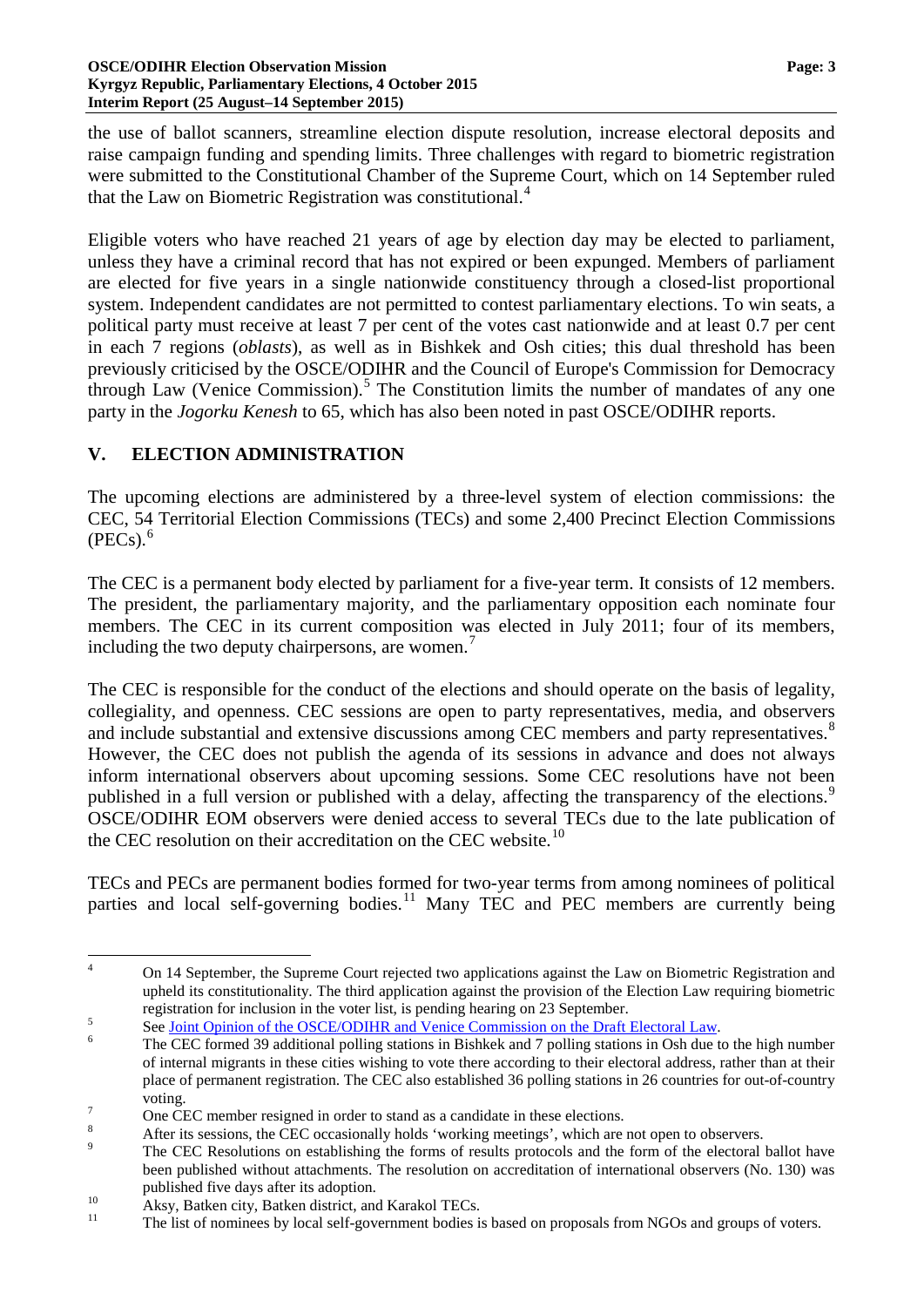the use of ballot scanners, streamline election dispute resolution, increase electoral deposits and raise campaign funding and spending limits. Three challenges with regard to biometric registration were submitted to the Constitutional Chamber of the Supreme Court, which on 14 September ruled that the Law on Biometric Registration was constitutional.[4]

Eligible voters who have reached 21 years of age by election day may be elected to parliament, unless they have a criminal record that has not expired or been expunged. Members of parliament are elected for five years in a single nationwide constituency through a closed-list proportional system. Independent candidates are not permitted to contest parliamentary elections. To win seats, a political party must receive at least 7 per cent of the votes cast nationwide and at least 0.7 per cent in each 7 regions (*oblasts*), as well as in Bishkek and Osh cities; this dual threshold has been previously criticised by the OSCE/ODIHR and the Council of Europe's Commission for Democracy through Law (Venice Commission).[5] The Constitution limits the number of mandates of any one party in the *Jogorku Kenesh* to 65, which has also been noted in past OSCE/ODIHR reports.

## V. ELECTION ADMINISTRATION

The upcoming elections are administered by a three-level system of election commissions: the CEC, 54 Territorial Election Commissions (TECs) and some 2,400 Precinct Election Commissions (PECs).[6]

The CEC is a permanent body elected by parliament for a five-year term. It consists of 12 members. The president, the parliamentary majority, and the parliamentary opposition each nominate four members. The CEC in its current composition was elected in July 2011; four of its members, including the two deputy chairpersons, are women.[7]

The CEC is responsible for the conduct of the elections and should operate on the basis of legality, collegiality, and openness. CEC sessions are open to party representatives, media, and observers and include substantial and extensive discussions among CEC members and party representatives.[8] However, the CEC does not publish the agenda of its sessions in advance and does not always inform international observers about upcoming sessions. Some CEC resolutions have not been published in a full version or published with a delay, affecting the transparency of the elections.[9] OSCE/ODIHR EOM observers were denied access to several TECs due to the late publication of the CEC resolution on their accreditation on the CEC website.[10]

TECs and PECs are permanent bodies formed for two-year terms from among nominees of political parties and local self-governing bodies.[11] Many TEC and PEC members are currently being

---

[4] On 14 September, the Supreme Court rejected two applications against the Law on Biometric Registration and upheld its constitutionality. The third application against the provision of the Election Law requiring biometric registration for inclusion in the voter list, is pending hearing on 23 September.

[5] See [Joint Opinion of the OSCE/ODIHR and Venice Commission on the Draft Electoral Law](#).

[6] The CEC formed 39 additional polling stations in Bishkek and 7 polling stations in Osh due to the high number of internal migrants in these cities wishing to vote there according to their electoral address, rather than at their place of permanent registration. The CEC also established 36 polling stations in 26 countries for out-of-country voting.

[7] One CEC member resigned in order to stand as a candidate in these elections.

[8] After its sessions, the CEC occasionally holds 'working meetings', which are not open to observers.

[9] The CEC Resolutions on establishing the forms of results protocols and the form of the electoral ballot have been published without attachments. The resolution on accreditation of international observers (No. 130) was published five days after its adoption.

[10] Aksy, Batken city, Batken district, and Karakol TECs.

[11] The list of nominees by local self-government bodies is based on proposals from NGOs and groups of voters.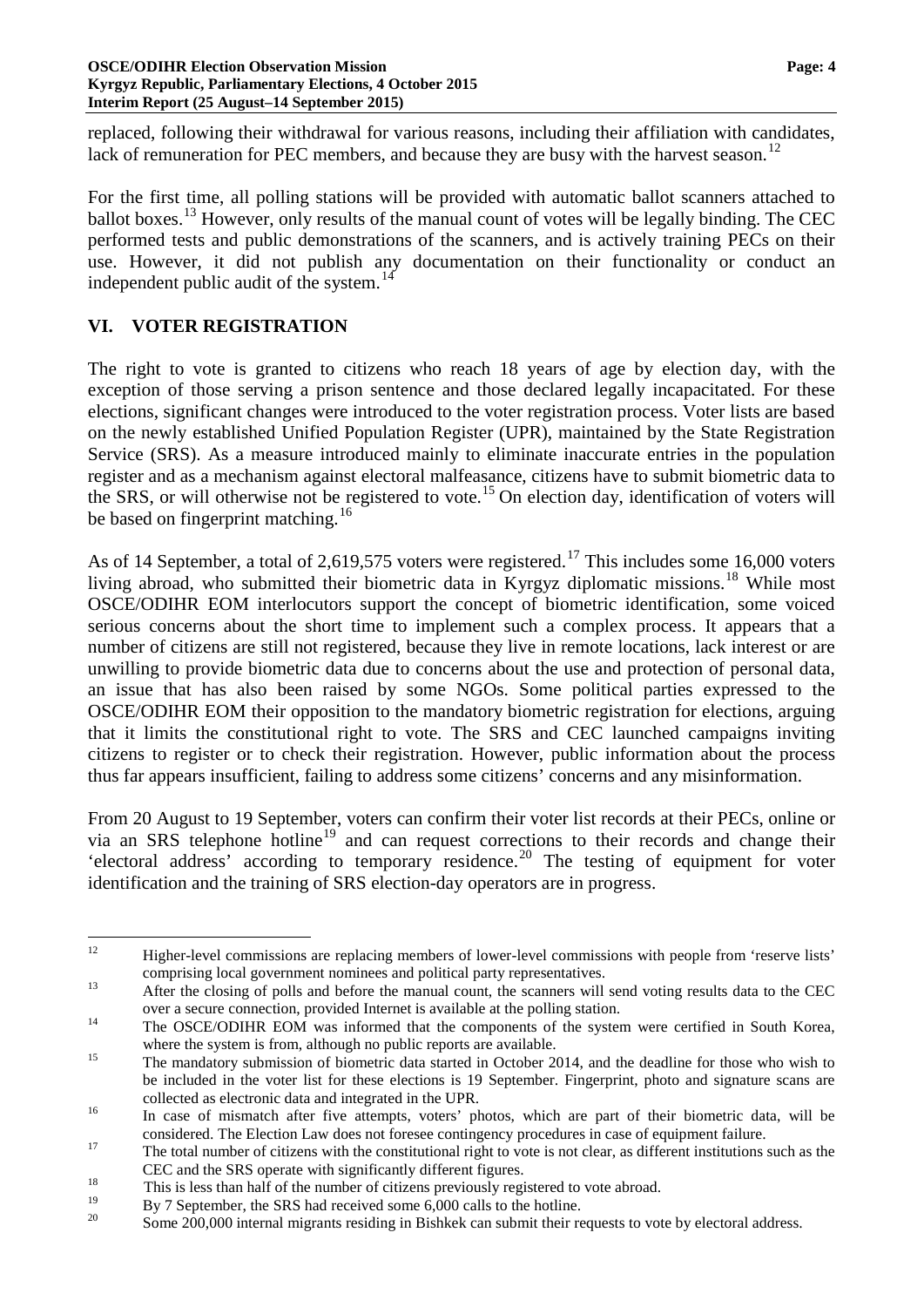replaced, following their withdrawal for various reasons, including their affiliation with candidates, lack of remuneration for PEC members, and because they are busy with the harvest season.[12]

For the first time, all polling stations will be provided with automatic ballot scanners attached to ballot boxes.[13] However, only results of the manual count of votes will be legally binding. The CEC performed tests and public demonstrations of the scanners, and is actively training PECs on their use. However, it did not publish any documentation on their functionality or conduct an independent public audit of the system.[14]

## VI. VOTER REGISTRATION

The right to vote is granted to citizens who reach 18 years of age by election day, with the exception of those serving a prison sentence and those declared legally incapacitated. For these elections, significant changes were introduced to the voter registration process. Voter lists are based on the newly established Unified Population Register (UPR), maintained by the State Registration Service (SRS). As a measure introduced mainly to eliminate inaccurate entries in the population register and as a mechanism against electoral malfeasance, citizens have to submit biometric data to the SRS, or will otherwise not be registered to vote.[15] On election day, identification of voters will be based on fingerprint matching.[16]

As of 14 September, a total of 2,619,575 voters were registered.[17] This includes some 16,000 voters living abroad, who submitted their biometric data in Kyrgyz diplomatic missions.[18] While most OSCE/ODIHR EOM interlocutors support the concept of biometric identification, some voiced serious concerns about the short time to implement such a complex process. It appears that a number of citizens are still not registered, because they live in remote locations, lack interest or are unwilling to provide biometric data due to concerns about the use and protection of personal data, an issue that has also been raised by some NGOs. Some political parties expressed to the OSCE/ODIHR EOM their opposition to the mandatory biometric registration for elections, arguing that it limits the constitutional right to vote. The SRS and CEC launched campaigns inviting citizens to register or to check their registration. However, public information about the process thus far appears insufficient, failing to address some citizens' concerns and any misinformation.

From 20 August to 19 September, voters can confirm their voter list records at their PECs, online or via an SRS telephone hotline[19] and can request corrections to their records and change their 'electoral address' according to temporary residence.[20] The testing of equipment for voter identification and the training of SRS election-day operators are in progress.

---

[12] Higher-level commissions are replacing members of lower-level commissions with people from 'reserve lists' comprising local government nominees and political party representatives.

[13] After the closing of polls and before the manual count, the scanners will send voting results data to the CEC over a secure connection, provided Internet is available at the polling station.

[14] The OSCE/ODIHR EOM was informed that the components of the system were certified in South Korea, where the system is from, although no public reports are available.

[15] The mandatory submission of biometric data started in October 2014, and the deadline for those who wish to be included in the voter list for these elections is 19 September. Fingerprint, photo and signature scans are collected as electronic data and integrated in the UPR.

[16] In case of mismatch after five attempts, voters' photos, which are part of their biometric data, will be considered. The Election Law does not foresee contingency procedures in case of equipment failure.

[17] The total number of citizens with the constitutional right to vote is not clear, as different institutions such as the CEC and the SRS operate with significantly different figures.

[18] This is less than half of the number of citizens previously registered to vote abroad.

[19] By 7 September, the SRS had received some 6,000 calls to the hotline.

[20] Some 200,000 internal migrants residing in Bishkek can submit their requests to vote by electoral address.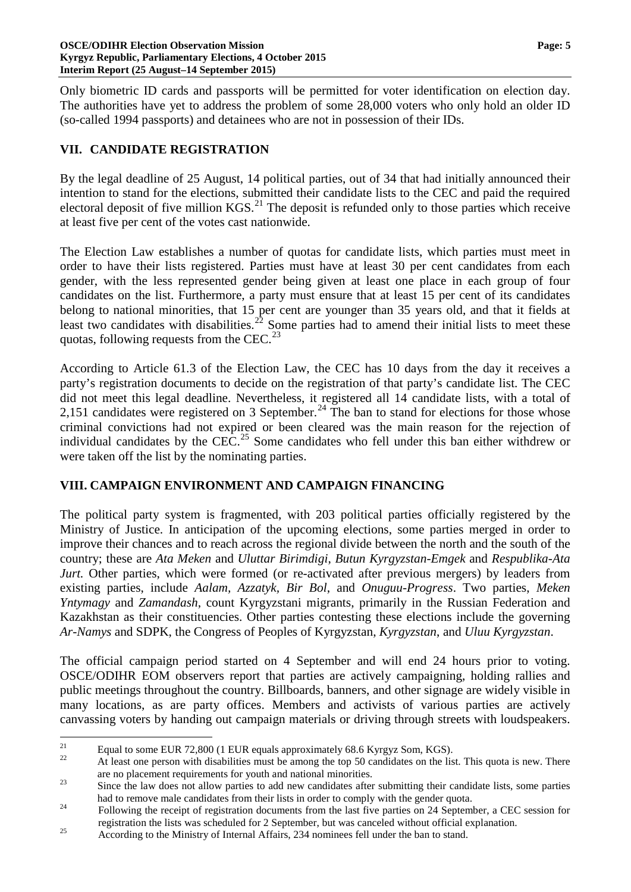Only biometric ID cards and passports will be permitted for voter identification on election day. The authorities have yet to address the problem of some 28,000 voters who only hold an older ID (so-called 1994 passports) and detainees who are not in possession of their IDs.

## VII. CANDIDATE REGISTRATION

By the legal deadline of 25 August, 14 political parties, out of 34 that had initially announced their intention to stand for the elections, submitted their candidate lists to the CEC and paid the required electoral deposit of five million KGS.[21] The deposit is refunded only to those parties which receive at least five per cent of the votes cast nationwide.

The Election Law establishes a number of quotas for candidate lists, which parties must meet in order to have their lists registered. Parties must have at least 30 per cent candidates from each gender, with the less represented gender being given at least one place in each group of four candidates on the list. Furthermore, a party must ensure that at least 15 per cent of its candidates belong to national minorities, that 15 per cent are younger than 35 years old, and that it fields at least two candidates with disabilities.[22] Some parties had to amend their initial lists to meet these quotas, following requests from the CEC.[23]

According to Article 61.3 of the Election Law, the CEC has 10 days from the day it receives a party's registration documents to decide on the registration of that party's candidate list. The CEC did not meet this legal deadline. Nevertheless, it registered all 14 candidate lists, with a total of 2,151 candidates were registered on 3 September.[24] The ban to stand for elections for those whose criminal convictions had not expired or been cleared was the main reason for the rejection of individual candidates by the CEC.[25] Some candidates who fell under this ban either withdrew or were taken off the list by the nominating parties.

## VIII. CAMPAIGN ENVIRONMENT AND CAMPAIGN FINANCING

The political party system is fragmented, with 203 political parties officially registered by the Ministry of Justice. In anticipation of the upcoming elections, some parties merged in order to improve their chances and to reach across the regional divide between the north and the south of the country; these are *Ata Meken* and *Uluttar Birimdigi*, *Butun Kyrgyzstan-Emgek* and *Respublika-Ata Jurt*. Other parties, which were formed (or re-activated after previous mergers) by leaders from existing parties, include *Aalam*, *Azzatyk*, *Bir Bol*, and *Onuguu-Progress*. Two parties, *Meken Yntymagy* and *Zamandash*, count Kyrgyzstani migrants, primarily in the Russian Federation and Kazakhstan as their constituencies. Other parties contesting these elections include the governing *Ar-Namys* and SDPK, the Congress of Peoples of Kyrgyzstan, *Kyrgyzstan*, and *Uluu Kyrgyzstan*.

The official campaign period started on 4 September and will end 24 hours prior to voting. OSCE/ODIHR EOM observers report that parties are actively campaigning, holding rallies and public meetings throughout the country. Billboards, banners, and other signage are widely visible in many locations, as are party offices. Members and activists of various parties are actively canvassing voters by handing out campaign materials or driving through streets with loudspeakers.

---

[21] Equal to some EUR 72,800 (1 EUR equals approximately 68.6 Kyrgyz Som, KGS).

[22] At least one person with disabilities must be among the top 50 candidates on the list. This quota is new. There are no placement requirements for youth and national minorities.

[23] Since the law does not allow parties to add new candidates after submitting their candidate lists, some parties had to remove male candidates from their lists in order to comply with the gender quota.

[24] Following the receipt of registration documents from the last five parties on 24 September, a CEC session for registration the lists was scheduled for 2 September, but was canceled without official explanation.

[25] According to the Ministry of Internal Affairs, 234 nominees fell under the ban to stand.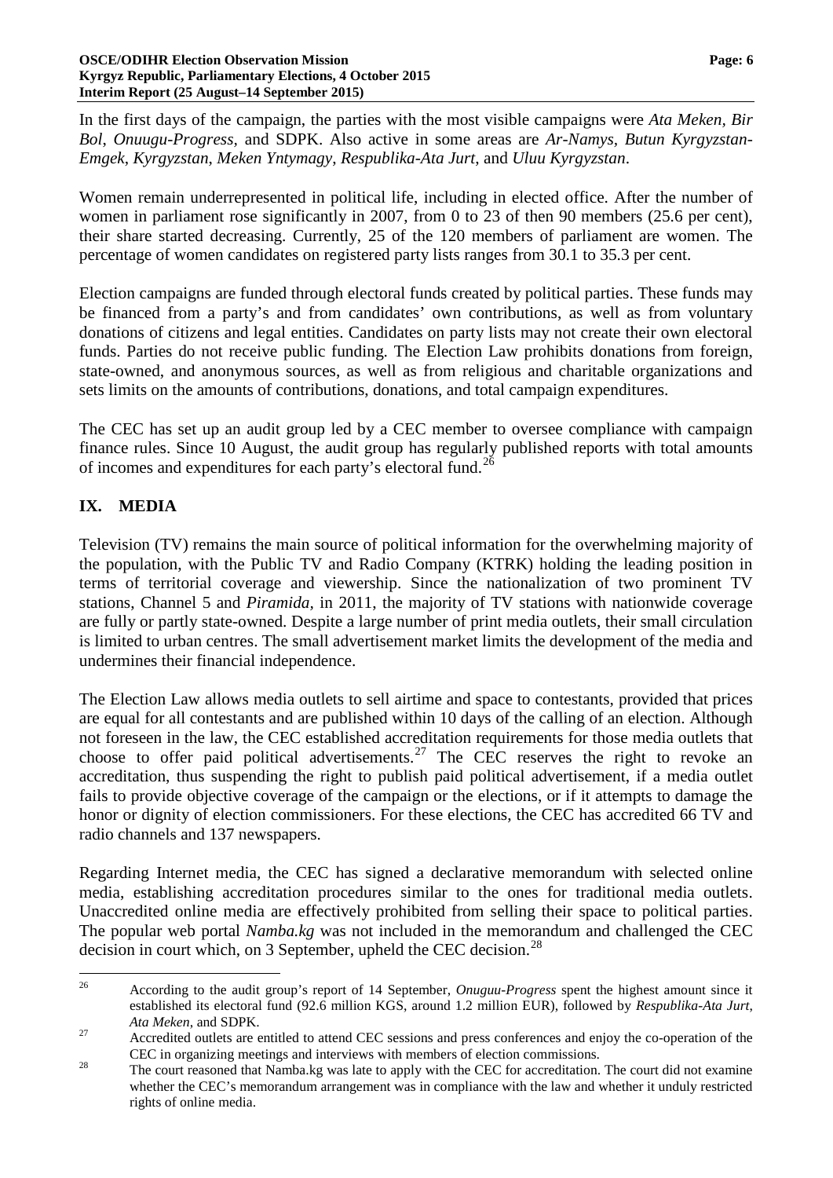In the first days of the campaign, the parties with the most visible campaigns were *Ata Meken*, *Bir Bol*, *Onuugu-Progress*, and SDPK. Also active in some areas are *Ar-Namys*, *Butun Kyrgyzstan-Emgek*, *Kyrgyzstan*, *Meken Yntymagy*, *Respublika-Ata Jurt*, and *Uluu Kyrgyzstan*.

Women remain underrepresented in political life, including in elected office. After the number of women in parliament rose significantly in 2007, from 0 to 23 of then 90 members (25.6 per cent), their share started decreasing. Currently, 25 of the 120 members of parliament are women. The percentage of women candidates on registered party lists ranges from 30.1 to 35.3 per cent.

Election campaigns are funded through electoral funds created by political parties. These funds may be financed from a party's and from candidates' own contributions, as well as from voluntary donations of citizens and legal entities. Candidates on party lists may not create their own electoral funds. Parties do not receive public funding. The Election Law prohibits donations from foreign, state-owned, and anonymous sources, as well as from religious and charitable organizations and sets limits on the amounts of contributions, donations, and total campaign expenditures.

The CEC has set up an audit group led by a CEC member to oversee compliance with campaign finance rules. Since 10 August, the audit group has regularly published reports with total amounts of incomes and expenditures for each party's electoral fund.[26]

## IX. MEDIA

Television (TV) remains the main source of political information for the overwhelming majority of the population, with the Public TV and Radio Company (KTRK) holding the leading position in terms of territorial coverage and viewership. Since the nationalization of two prominent TV stations, Channel 5 and *Piramida*, in 2011, the majority of TV stations with nationwide coverage are fully or partly state-owned. Despite a large number of print media outlets, their small circulation is limited to urban centres. The small advertisement market limits the development of the media and undermines their financial independence.

The Election Law allows media outlets to sell airtime and space to contestants, provided that prices are equal for all contestants and are published within 10 days of the calling of an election. Although not foreseen in the law, the CEC established accreditation requirements for those media outlets that choose to offer paid political advertisements.[27] The CEC reserves the right to revoke an accreditation, thus suspending the right to publish paid political advertisement, if a media outlet fails to provide objective coverage of the campaign or the elections, or if it attempts to damage the honor or dignity of election commissioners. For these elections, the CEC has accredited 66 TV and radio channels and 137 newspapers.

Regarding Internet media, the CEC has signed a declarative memorandum with selected online media, establishing accreditation procedures similar to the ones for traditional media outlets. Unaccredited online media are effectively prohibited from selling their space to political parties. The popular web portal *Namba.kg* was not included in the memorandum and challenged the CEC decision in court which, on 3 September, upheld the CEC decision.[28]

---

[26] According to the audit group's report of 14 September, *Onuguu-Progress* spent the highest amount since it established its electoral fund (92.6 million KGS, around 1.2 million EUR), followed by *Respublika-Ata Jurt*, *Ata Meken*, and SDPK.

[27] Accredited outlets are entitled to attend CEC sessions and press conferences and enjoy the co-operation of the CEC in organizing meetings and interviews with members of election commissions.

[28] The court reasoned that Namba.kg was late to apply with the CEC for accreditation. The court did not examine whether the CEC's memorandum arrangement was in compliance with the law and whether it unduly restricted rights of online media.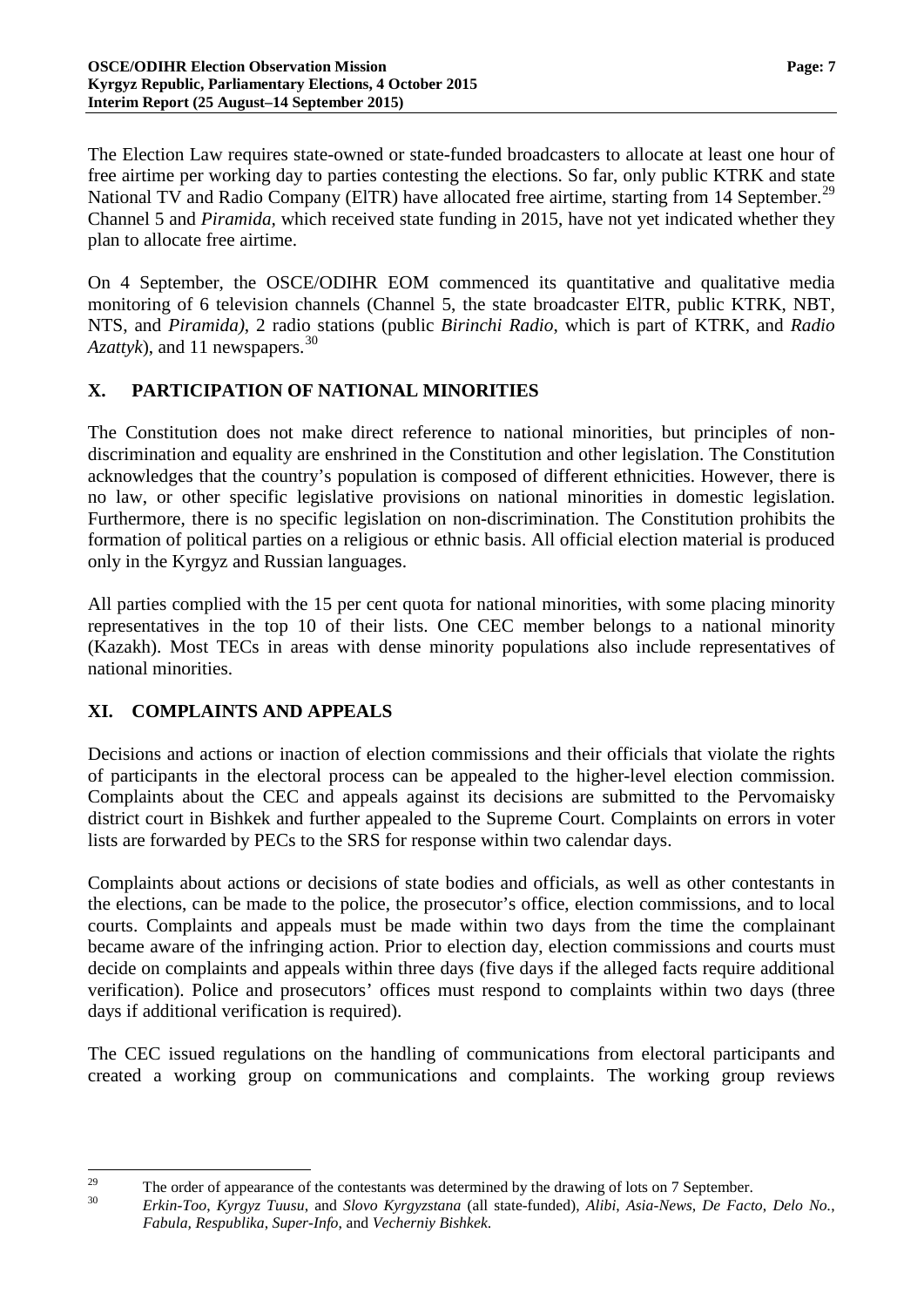The Election Law requires state-owned or state-funded broadcasters to allocate at least one hour of free airtime per working day to parties contesting the elections. So far, only public KTRK and state National TV and Radio Company (ElTR) have allocated free airtime, starting from 14 September.[29] Channel 5 and *Piramida*, which received state funding in 2015, have not yet indicated whether they plan to allocate free airtime.

On 4 September, the OSCE/ODIHR EOM commenced its quantitative and qualitative media monitoring of 6 television channels (Channel 5, the state broadcaster ElTR, public KTRK, NBT, NTS, and *Piramida)*, 2 radio stations (public *Birinchi Radio*, which is part of KTRK, and *Radio Azattyk*), and 11 newspapers.[30]

## X. PARTICIPATION OF NATIONAL MINORITIES

The Constitution does not make direct reference to national minorities, but principles of non-discrimination and equality are enshrined in the Constitution and other legislation. The Constitution acknowledges that the country's population is composed of different ethnicities. However, there is no law, or other specific legislative provisions on national minorities in domestic legislation. Furthermore, there is no specific legislation on non-discrimination. The Constitution prohibits the formation of political parties on a religious or ethnic basis. All official election material is produced only in the Kyrgyz and Russian languages.

All parties complied with the 15 per cent quota for national minorities, with some placing minority representatives in the top 10 of their lists. One CEC member belongs to a national minority (Kazakh). Most TECs in areas with dense minority populations also include representatives of national minorities.

## XI. COMPLAINTS AND APPEALS

Decisions and actions or inaction of election commissions and their officials that violate the rights of participants in the electoral process can be appealed to the higher-level election commission. Complaints about the CEC and appeals against its decisions are submitted to the Pervomaisky district court in Bishkek and further appealed to the Supreme Court. Complaints on errors in voter lists are forwarded by PECs to the SRS for response within two calendar days.

Complaints about actions or decisions of state bodies and officials, as well as other contestants in the elections, can be made to the police, the prosecutor's office, election commissions, and to local courts. Complaints and appeals must be made within two days from the time the complainant became aware of the infringing action. Prior to election day, election commissions and courts must decide on complaints and appeals within three days (five days if the alleged facts require additional verification). Police and prosecutors' offices must respond to complaints within two days (three days if additional verification is required).

The CEC issued regulations on the handling of communications from electoral participants and created a working group on communications and complaints. The working group reviews

---

[29] The order of appearance of the contestants was determined by the drawing of lots on 7 September.

[30] *Erkin-Too*, *Kyrgyz Tuusu*, and *Slovo Kyrgyzstana* (all state-funded), *Alibi*, *Asia-News*, *De Facto*, *Delo No.*, *Fabula*, *Respublika*, *Super-Info*, and *Vecherniy Bishkek*.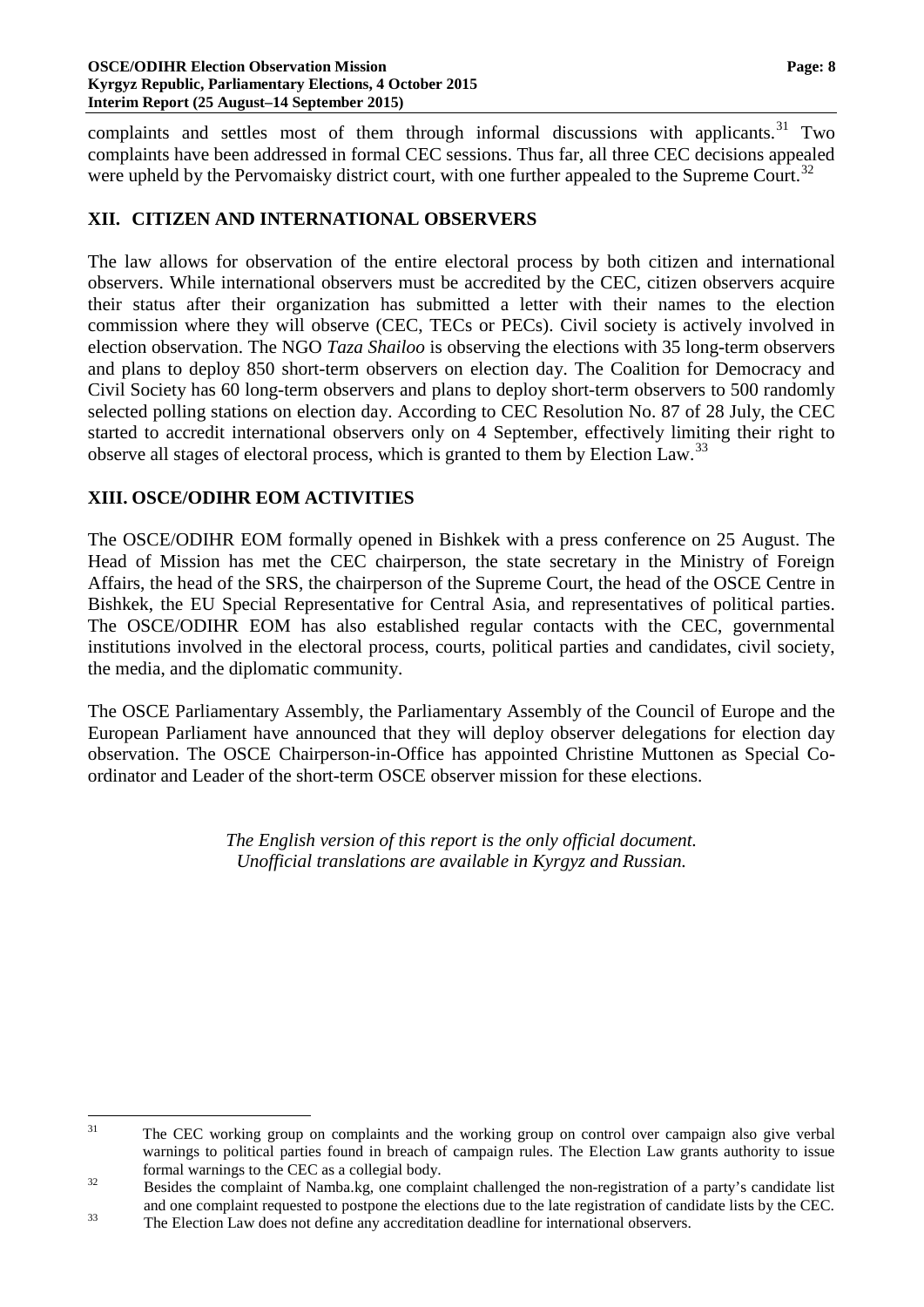complaints and settles most of them through informal discussions with applicants.[31] Two complaints have been addressed in formal CEC sessions. Thus far, all three CEC decisions appealed were upheld by the Pervomaisky district court, with one further appealed to the Supreme Court.[32]

## XII. CITIZEN AND INTERNATIONAL OBSERVERS

The law allows for observation of the entire electoral process by both citizen and international observers. While international observers must be accredited by the CEC, citizen observers acquire their status after their organization has submitted a letter with their names to the election commission where they will observe (CEC, TECs or PECs). Civil society is actively involved in election observation. The NGO *Taza Shailoo* is observing the elections with 35 long-term observers and plans to deploy 850 short-term observers on election day. The Coalition for Democracy and Civil Society has 60 long-term observers and plans to deploy short-term observers to 500 randomly selected polling stations on election day. According to CEC Resolution No. 87 of 28 July, the CEC started to accredit international observers only on 4 September, effectively limiting their right to observe all stages of electoral process, which is granted to them by Election Law.[33]

## XIII. OSCE/ODIHR EOM ACTIVITIES

The OSCE/ODIHR EOM formally opened in Bishkek with a press conference on 25 August. The Head of Mission has met the CEC chairperson, the state secretary in the Ministry of Foreign Affairs, the head of the SRS, the chairperson of the Supreme Court, the head of the OSCE Centre in Bishkek, the EU Special Representative for Central Asia, and representatives of political parties. The OSCE/ODIHR EOM has also established regular contacts with the CEC, governmental institutions involved in the electoral process, courts, political parties and candidates, civil society, the media, and the diplomatic community.

The OSCE Parliamentary Assembly, the Parliamentary Assembly of the Council of Europe and the European Parliament have announced that they will deploy observer delegations for election day observation. The OSCE Chairperson-in-Office has appointed Christine Muttonen as Special Co-ordinator and Leader of the short-term OSCE observer mission for these elections.

*The English version of this report is the only official document.*
*Unofficial translations are available in Kyrgyz and Russian.*

---

[31] The CEC working group on complaints and the working group on control over campaign also give verbal warnings to political parties found in breach of campaign rules. The Election Law grants authority to issue formal warnings to the CEC as a collegial body.

[32] Besides the complaint of Namba.kg, one complaint challenged the non-registration of a party's candidate list and one complaint requested to postpone the elections due to the late registration of candidate lists by the CEC.

[33] The Election Law does not define any accreditation deadline for international observers.